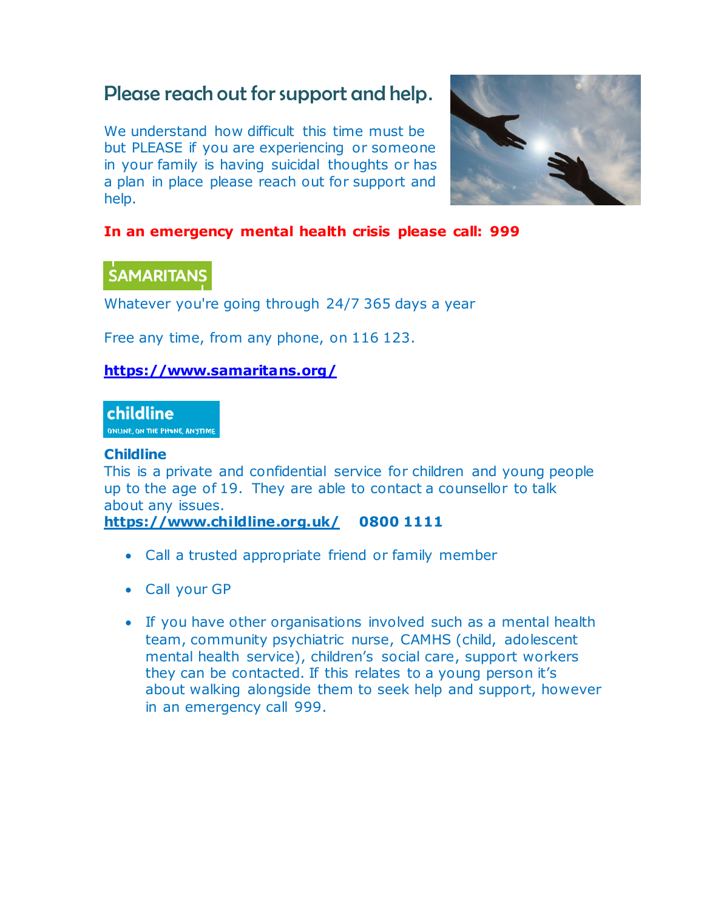# Please reach out for support and help.

We understand how difficult this time must be but PLEASE if you are experiencing or someone in your family is having suicidal thoughts or has a plan in place please reach out for support and help.

**In an emergency mental health crisis please call: 999**

SAMARITANS

Whatever you're going through 24/7 365 days a year

Free any time, from any phone, on 116 123.

**https://www.samaritans.org/**

childline
ONLINE, ON THE PHONE, ANYTIME

**Childline**
This is a private and confidential service for children and young people up to the age of 19. They are able to contact a counsellor to talk about any issues.
**https://www.childline.org.uk/** **0800 1111**

- Call a trusted appropriate friend or family member
- Call your GP
- If you have other organisations involved such as a mental health team, community psychiatric nurse, CAMHS (child, adolescent mental health service), children's social care, support workers they can be contacted. If this relates to a young person it's about walking alongside them to seek help and support, however in an emergency call 999.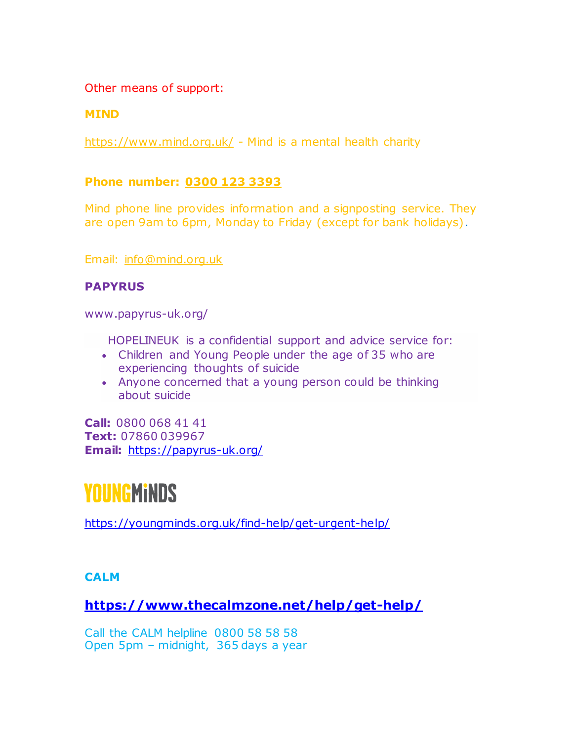Other means of support:

**MIND**

https://www.mind.org.uk/ - Mind is a mental health charity

**Phone number: 0300 123 3393**

Mind phone line provides information and a signposting service. They are open 9am to 6pm, Monday to Friday (except for bank holidays).

Email: info@mind.org.uk

**PAPYRUS**

www.papyrus-uk.org/

HOPELINEUK is a confidential support and advice service for:

- Children and Young People under the age of 35 who are experiencing thoughts of suicide
- Anyone concerned that a young person could be thinking about suicide

**Call:** 0800 068 41 41
**Text:** 07860 039967
**Email:** https://papyrus-uk.org/

**YOUNGMINDS**

https://youngminds.org.uk/find-help/get-urgent-help/

**CALM**

**https://www.thecalmzone.net/help/get-help/**

Call the CALM helpline 0800 58 58 58
Open 5pm – midnight, 365 days a year